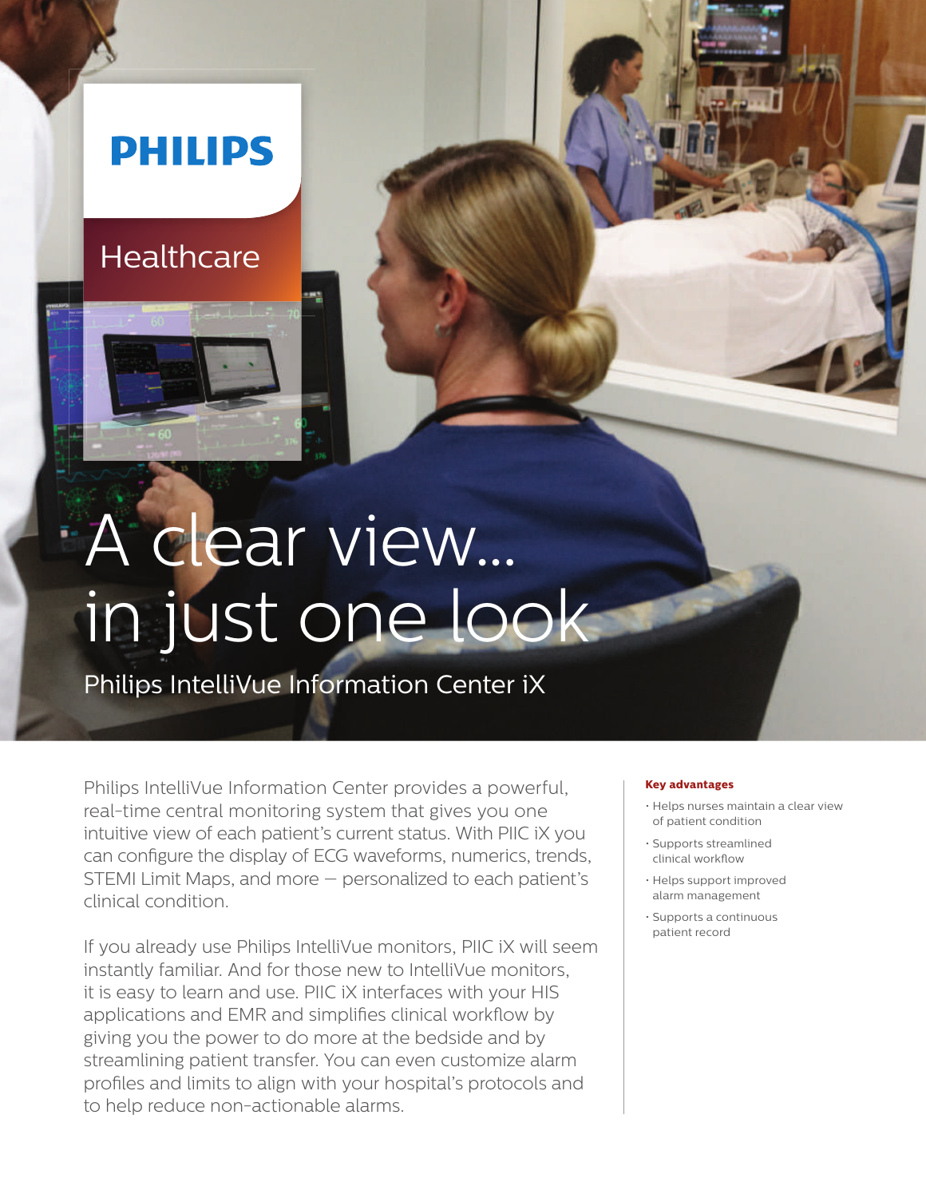PHILIPS

Healthcare

# A clear view... in just one look

## Philips IntelliVue Information Center iX

Philips IntelliVue Information Center provides a powerful, real-time central monitoring system that gives you one intuitive view of each patient's current status. With PIIC iX you can configure the display of ECG waveforms, numerics, trends, STEMI Limit Maps, and more – personalized to each patient's clinical condition.

If you already use Philips IntelliVue monitors, PIIC iX will seem instantly familiar. And for those new to IntelliVue monitors, it is easy to learn and use. PIIC iX interfaces with your HIS applications and EMR and simplifies clinical workflow by giving you the power to do more at the bedside and by streamlining patient transfer. You can even customize alarm profiles and limits to align with your hospital's protocols and to help reduce non-actionable alarms.

**Key advantages**

- Helps nurses maintain a clear view of patient condition
- Supports streamlined clinical workflow
- Helps support improved alarm management
- Supports a continuous patient record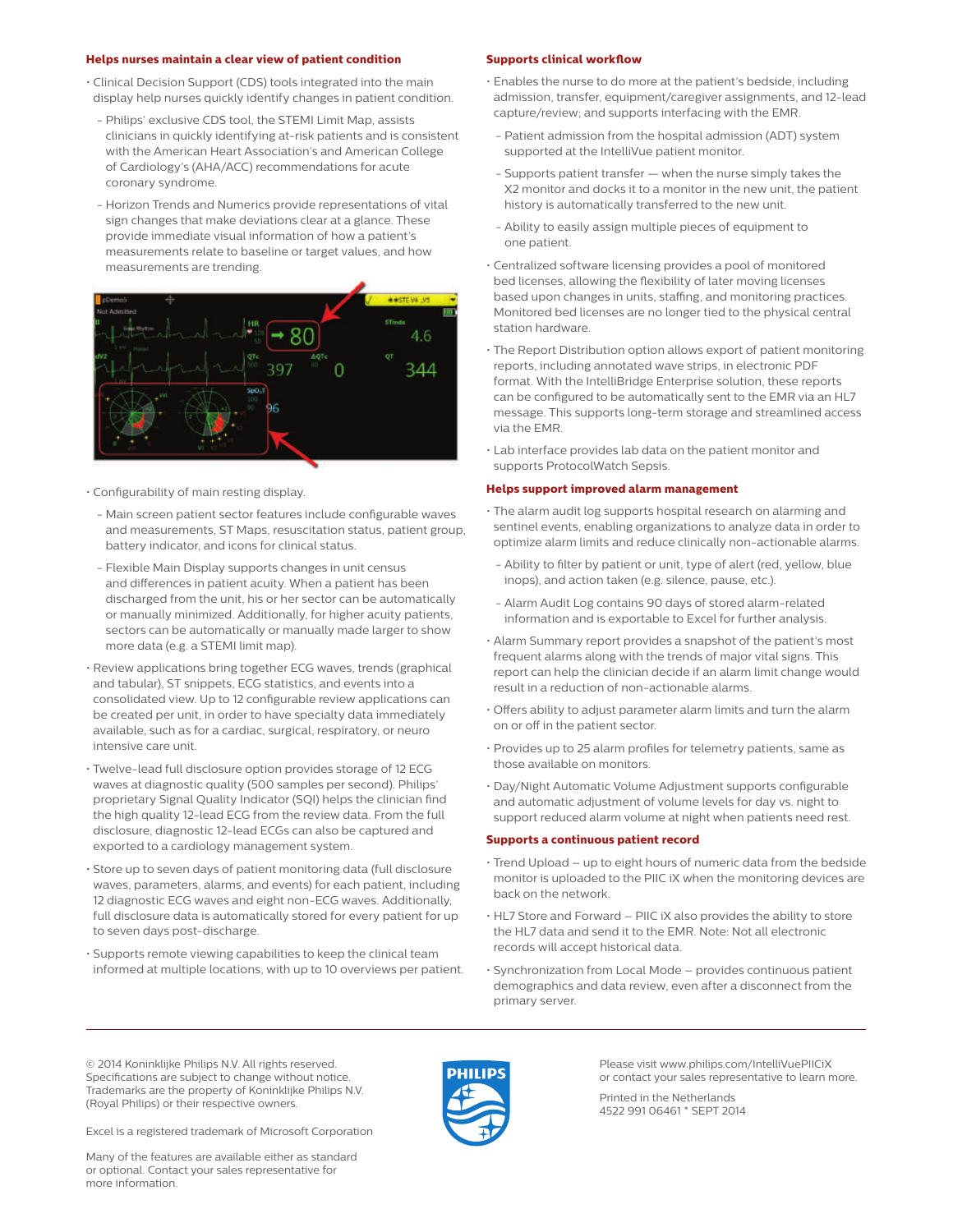### Helps nurses maintain a clear view of patient condition

- Clinical Decision Support (CDS) tools integrated into the main display help nurses quickly identify changes in patient condition.
  - Philips' exclusive CDS tool, the STEMI Limit Map, assists clinicians in quickly identifying at-risk patients and is consistent with the American Heart Association's and American College of Cardiology's (AHA/ACC) recommendations for acute coronary syndrome.
  - Horizon Trends and Numerics provide representations of vital sign changes that make deviations clear at a glance. These provide immediate visual information of how a patient's measurements relate to baseline or target values, and how measurements are trending.
- Configurability of main resting display.
  - Main screen patient sector features include configurable waves and measurements, ST Maps, resuscitation status, patient group, battery indicator, and icons for clinical status.
  - Flexible Main Display supports changes in unit census and differences in patient acuity. When a patient has been discharged from the unit, his or her sector can be automatically or manually minimized. Additionally, for higher acuity patients, sectors can be automatically or manually made larger to show more data (e.g. a STEMI limit map).
- Review applications bring together ECG waves, trends (graphical and tabular), ST snippets, ECG statistics, and events into a consolidated view. Up to 12 configurable review applications can be created per unit, in order to have specialty data immediately available, such as for a cardiac, surgical, respiratory, or neuro intensive care unit.
- Twelve-lead full disclosure option provides storage of 12 ECG waves at diagnostic quality (500 samples per second). Philips' proprietary Signal Quality Indicator (SQI) helps the clinician find the high quality 12-lead ECG from the review data. From the full disclosure, diagnostic 12-lead ECGs can also be captured and exported to a cardiology management system.
- Store up to seven days of patient monitoring data (full disclosure waves, parameters, alarms, and events) for each patient, including 12 diagnostic ECG waves and eight non-ECG waves. Additionally, full disclosure data is automatically stored for every patient for up to seven days post-discharge.
- Supports remote viewing capabilities to keep the clinical team informed at multiple locations, with up to 10 overviews per patient.

### Supports clinical workflow

- Enables the nurse to do more at the patient's bedside, including admission, transfer, equipment/caregiver assignments, and 12-lead capture/review; and supports interfacing with the EMR.
  - Patient admission from the hospital admission (ADT) system supported at the IntelliVue patient monitor.
  - Supports patient transfer — when the nurse simply takes the X2 monitor and docks it to a monitor in the new unit, the patient history is automatically transferred to the new unit.
  - Ability to easily assign multiple pieces of equipment to one patient.
- Centralized software licensing provides a pool of monitored bed licenses, allowing the flexibility of later moving licenses based upon changes in units, staffing, and monitoring practices. Monitored bed licenses are no longer tied to the physical central station hardware.
- The Report Distribution option allows export of patient monitoring reports, including annotated wave strips, in electronic PDF format. With the IntelliBridge Enterprise solution, these reports can be configured to be automatically sent to the EMR via an HL7 message. This supports long-term storage and streamlined access via the EMR.
- Lab interface provides lab data on the patient monitor and supports ProtocolWatch Sepsis.

### Helps support improved alarm management

- The alarm audit log supports hospital research on alarming and sentinel events, enabling organizations to analyze data in order to optimize alarm limits and reduce clinically non-actionable alarms.
  - Ability to filter by patient or unit, type of alert (red, yellow, blue inops), and action taken (e.g. silence, pause, etc.).
  - Alarm Audit Log contains 90 days of stored alarm-related information and is exportable to Excel for further analysis.
- Alarm Summary report provides a snapshot of the patient's most frequent alarms along with the trends of major vital signs. This report can help the clinician decide if an alarm limit change would result in a reduction of non-actionable alarms.
- Offers ability to adjust parameter alarm limits and turn the alarm on or off in the patient sector.
- Provides up to 25 alarm profiles for telemetry patients, same as those available on monitors.
- Day/Night Automatic Volume Adjustment supports configurable and automatic adjustment of volume levels for day vs. night to support reduced alarm volume at night when patients need rest.

### Supports a continuous patient record

- Trend Upload – up to eight hours of numeric data from the bedside monitor is uploaded to the PIIC iX when the monitoring devices are back on the network.
- HL7 Store and Forward – PIIC iX also provides the ability to store the HL7 data and send it to the EMR. Note: Not all electronic records will accept historical data.
- Synchronization from Local Mode – provides continuous patient demographics and data review, even after a disconnect from the primary server.

---

© 2014 Koninklijke Philips N.V. All rights reserved. Specifications are subject to change without notice. Trademarks are the property of Koninklijke Philips N.V. (Royal Philips) or their respective owners.

Excel is a registered trademark of Microsoft Corporation

Many of the features are available either as standard or optional. Contact your sales representative for more information.

PHILIPS

Please visit www.philips.com/IntelliVuePIICiX or contact your sales representative to learn more.

Printed in the Netherlands
4522 991 06461 * SEPT 2014